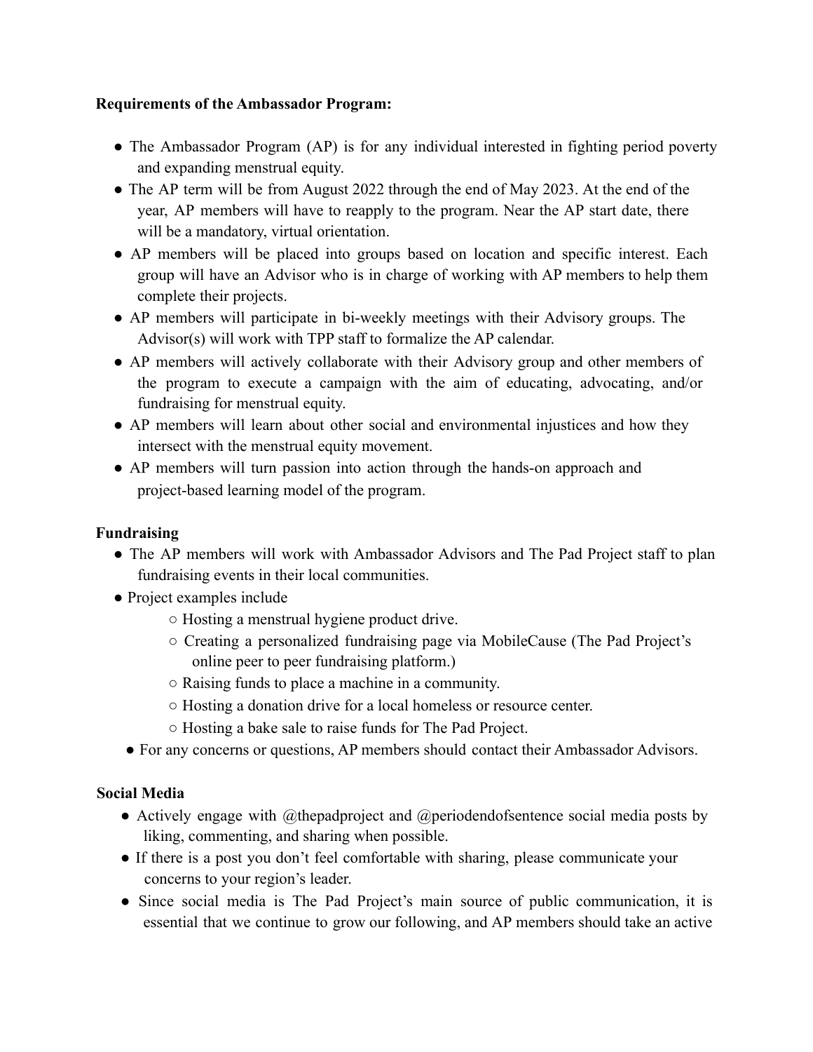**Requirements of the Ambassador Program:**

- The Ambassador Program (AP) is for any individual interested in fighting period poverty and expanding menstrual equity.
- The AP term will be from August 2022 through the end of May 2023. At the end of the year, AP members will have to reapply to the program. Near the AP start date, there will be a mandatory, virtual orientation.
- AP members will be placed into groups based on location and specific interest. Each group will have an Advisor who is in charge of working with AP members to help them complete their projects.
- AP members will participate in bi-weekly meetings with their Advisory groups. The Advisor(s) will work with TPP staff to formalize the AP calendar.
- AP members will actively collaborate with their Advisory group and other members of the program to execute a campaign with the aim of educating, advocating, and/or fundraising for menstrual equity.
- AP members will learn about other social and environmental injustices and how they intersect with the menstrual equity movement.
- AP members will turn passion into action through the hands-on approach and project-based learning model of the program.

**Fundraising**

- The AP members will work with Ambassador Advisors and The Pad Project staff to plan fundraising events in their local communities.
- Project examples include
  - Hosting a menstrual hygiene product drive.
  - Creating a personalized fundraising page via MobileCause (The Pad Project's online peer to peer fundraising platform.)
  - Raising funds to place a machine in a community.
  - Hosting a donation drive for a local homeless or resource center.
  - Hosting a bake sale to raise funds for The Pad Project.
- For any concerns or questions, AP members should contact their Ambassador Advisors.

**Social Media**

- Actively engage with @thepadproject and @periodendofsentence social media posts by liking, commenting, and sharing when possible.
- If there is a post you don't feel comfortable with sharing, please communicate your concerns to your region's leader.
- Since social media is The Pad Project's main source of public communication, it is essential that we continue to grow our following, and AP members should take an active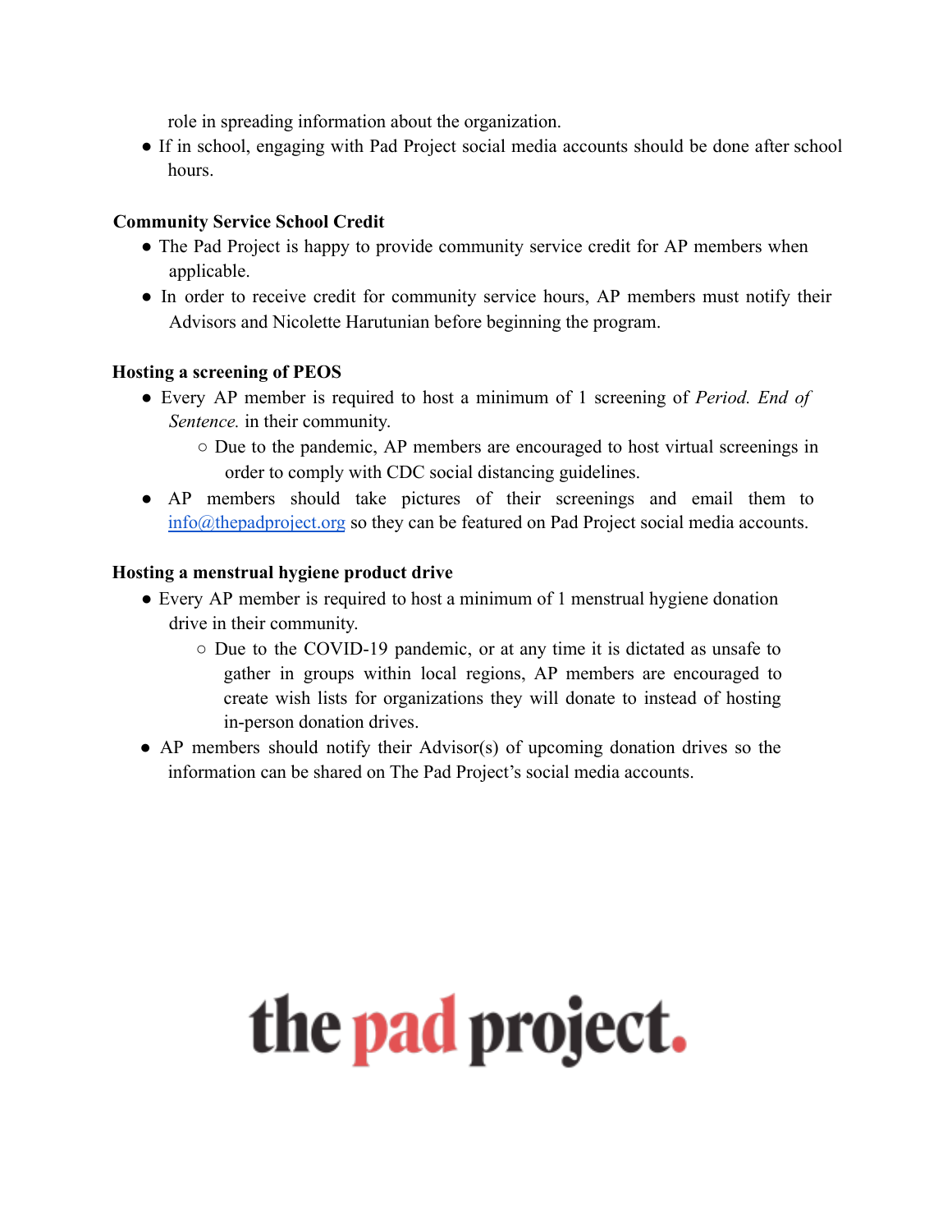role in spreading information about the organization.

- If in school, engaging with Pad Project social media accounts should be done after school hours.

**Community Service School Credit**

- The Pad Project is happy to provide community service credit for AP members when applicable.
- In order to receive credit for community service hours, AP members must notify their Advisors and Nicolette Harutunian before beginning the program.

**Hosting a screening of PEOS**

- Every AP member is required to host a minimum of 1 screening of *Period. End of Sentence.* in their community.
  - Due to the pandemic, AP members are encouraged to host virtual screenings in order to comply with CDC social distancing guidelines.
- AP members should take pictures of their screenings and email them to info@thepadproject.org so they can be featured on Pad Project social media accounts.

**Hosting a menstrual hygiene product drive**

- Every AP member is required to host a minimum of 1 menstrual hygiene donation drive in their community.
  - Due to the COVID-19 pandemic, or at any time it is dictated as unsafe to gather in groups within local regions, AP members are encouraged to create wish lists for organizations they will donate to instead of hosting in-person donation drives.
- AP members should notify their Advisor(s) of upcoming donation drives so the information can be shared on The Pad Project's social media accounts.

the pad project.